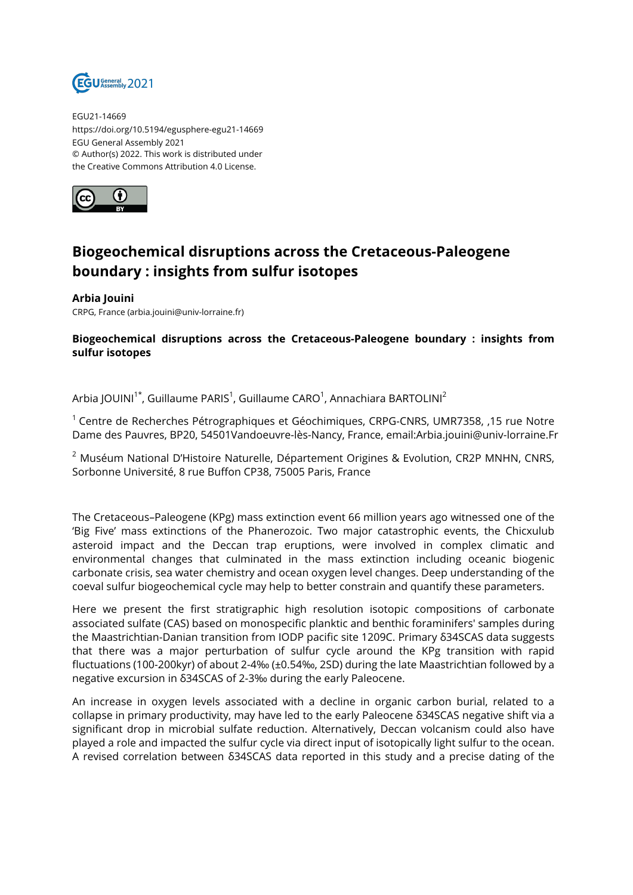EGU21-14669
https://doi.org/10.5194/egusphere-egu21-14669
EGU General Assembly 2021
© Author(s) 2022. This work is distributed under the Creative Commons Attribution 4.0 License.

# Biogeochemical disruptions across the Cretaceous-Paleogene boundary : insights from sulfur isotopes

**Arbia Jouini**
CRPG, France (arbia.jouini@univ-lorraine.fr)

**Biogeochemical disruptions across the Cretaceous-Paleogene boundary : insights from sulfur isotopes**

Arbia JOUINI[1*], Guillaume PARIS[1], Guillaume CARO[1], Annachiara BARTOLINI[2]

[1] Centre de Recherches Pétrographiques et Géochimiques, CRPG-CNRS, UMR7358, ,15 rue Notre Dame des Pauvres, BP20, 54501Vandoeuvre-lès-Nancy, France, email:Arbia.jouini@univ-lorraine.Fr

[2] Muséum National D'Histoire Naturelle, Département Origines & Evolution, CR2P MNHN, CNRS, Sorbonne Université, 8 rue Buffon CP38, 75005 Paris, France

The Cretaceous–Paleogene (KPg) mass extinction event 66 million years ago witnessed one of the 'Big Five' mass extinctions of the Phanerozoic. Two major catastrophic events, the Chicxulub asteroid impact and the Deccan trap eruptions, were involved in complex climatic and environmental changes that culminated in the mass extinction including oceanic biogenic carbonate crisis, sea water chemistry and ocean oxygen level changes. Deep understanding of the coeval sulfur biogeochemical cycle may help to better constrain and quantify these parameters.

Here we present the first stratigraphic high resolution isotopic compositions of carbonate associated sulfate (CAS) based on monospecific planktic and benthic foraminifers' samples during the Maastrichtian-Danian transition from IODP pacific site 1209C. Primary $\delta^{34}S_{CAS}$ data suggests that there was a major perturbation of sulfur cycle around the KPg transition with rapid fluctuations (100-200kyr) of about 2-4‰ (±0.54‰, 2SD) during the late Maastrichtian followed by a negative excursion in $\delta^{34}S_{CAS}$ of 2-3‰ during the early Paleocene.

An increase in oxygen levels associated with a decline in organic carbon burial, related to a collapse in primary productivity, may have led to the early Paleocene $\delta^{34}S_{CAS}$ negative shift via a significant drop in microbial sulfate reduction. Alternatively, Deccan volcanism could also have played a role and impacted the sulfur cycle via direct input of isotopically light sulfur to the ocean. A revised correlation between $\delta^{34}S_{CAS}$ data reported in this study and a precise dating of the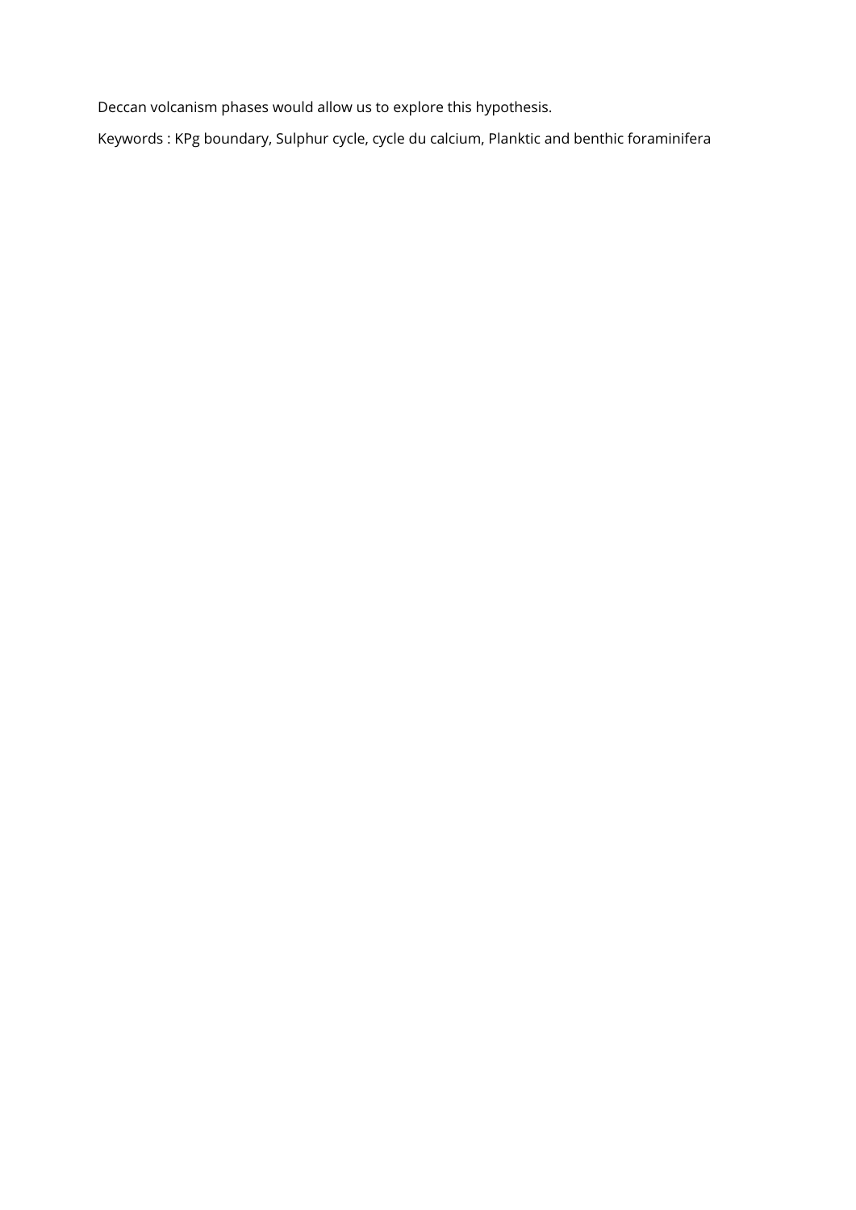Deccan volcanism phases would allow us to explore this hypothesis.

Keywords : KPg boundary, Sulphur cycle, cycle du calcium, Planktic and benthic foraminifera